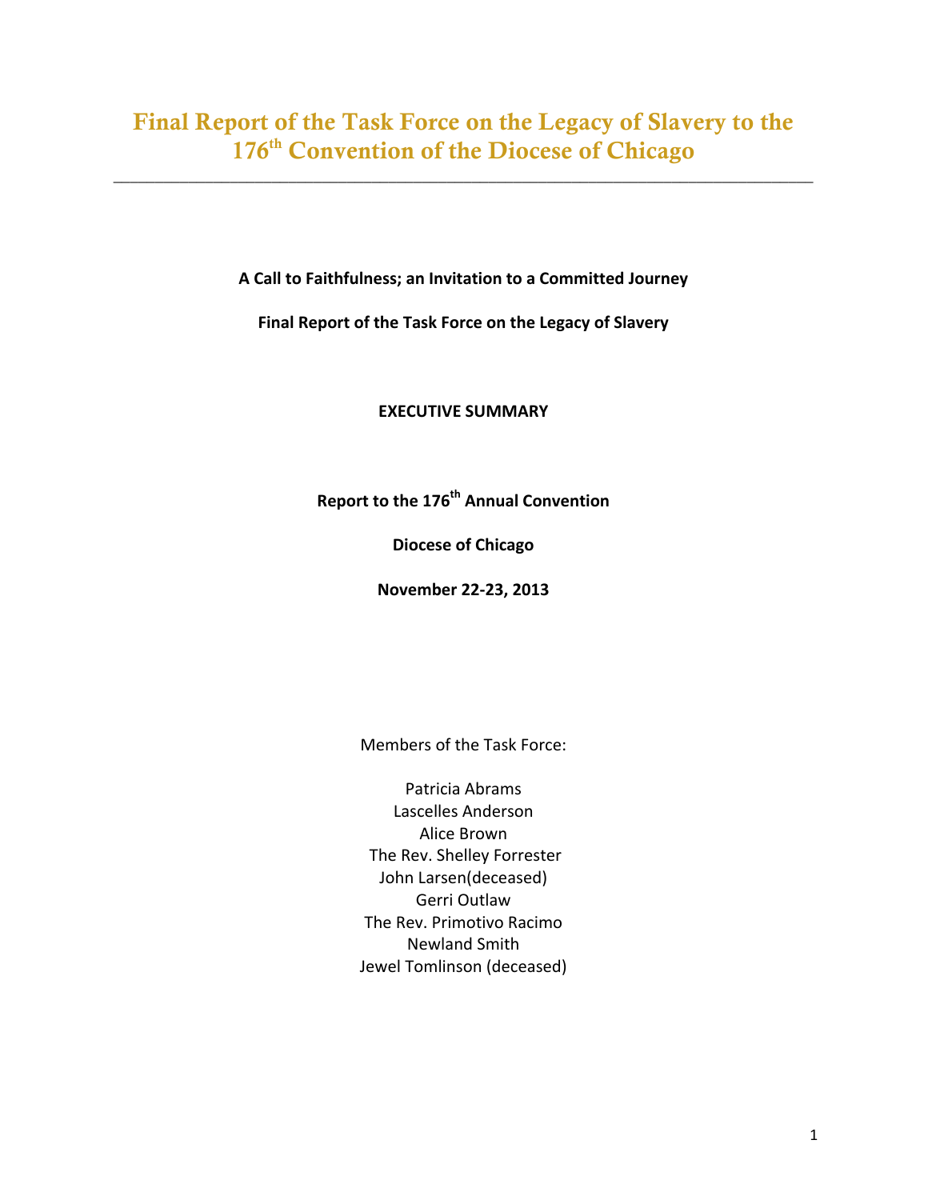# Final Report of the Task Force on the Legacy of Slavery to the 176th Convention of the Diocese of Chicago

---

**A Call to Faithfulness; an Invitation to a Committed Journey**

**Final Report of the Task Force on the Legacy of Slavery**

**EXECUTIVE SUMMARY**

**Report to the 176th Annual Convention**

**Diocese of Chicago**

**November 22-23, 2013**

Members of the Task Force:

Patricia Abrams
Lascelles Anderson
Alice Brown
The Rev. Shelley Forrester
John Larsen(deceased)
Gerri Outlaw
The Rev. Primotivo Racimo
Newland Smith
Jewel Tomlinson (deceased)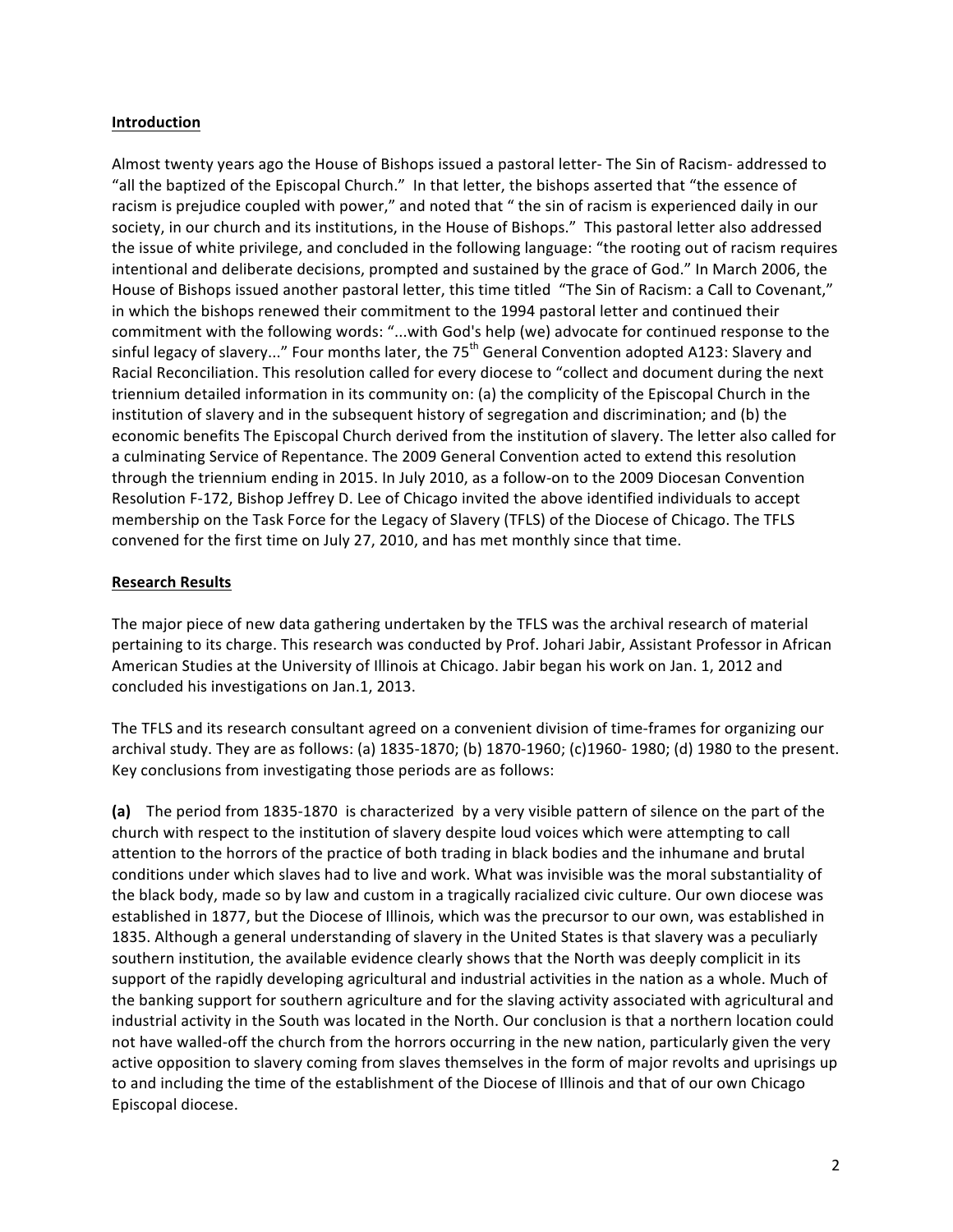## Introduction

Almost twenty years ago the House of Bishops issued a pastoral letter- The Sin of Racism- addressed to "all the baptized of the Episcopal Church." In that letter, the bishops asserted that "the essence of racism is prejudice coupled with power," and noted that " the sin of racism is experienced daily in our society, in our church and its institutions, in the House of Bishops." This pastoral letter also addressed the issue of white privilege, and concluded in the following language: "the rooting out of racism requires intentional and deliberate decisions, prompted and sustained by the grace of God." In March 2006, the House of Bishops issued another pastoral letter, this time titled "The Sin of Racism: a Call to Covenant," in which the bishops renewed their commitment to the 1994 pastoral letter and continued their commitment with the following words: "...with God's help (we) advocate for continued response to the sinful legacy of slavery..." Four months later, the 75th General Convention adopted A123: Slavery and Racial Reconciliation. This resolution called for every diocese to "collect and document during the next triennium detailed information in its community on: (a) the complicity of the Episcopal Church in the institution of slavery and in the subsequent history of segregation and discrimination; and (b) the economic benefits The Episcopal Church derived from the institution of slavery. The letter also called for a culminating Service of Repentance. The 2009 General Convention acted to extend this resolution through the triennium ending in 2015. In July 2010, as a follow-on to the 2009 Diocesan Convention Resolution F-172, Bishop Jeffrey D. Lee of Chicago invited the above identified individuals to accept membership on the Task Force for the Legacy of Slavery (TFLS) of the Diocese of Chicago. The TFLS convened for the first time on July 27, 2010, and has met monthly since that time.

## Research Results

The major piece of new data gathering undertaken by the TFLS was the archival research of material pertaining to its charge. This research was conducted by Prof. Johari Jabir, Assistant Professor in African American Studies at the University of Illinois at Chicago. Jabir began his work on Jan. 1, 2012 and concluded his investigations on Jan.1, 2013.

The TFLS and its research consultant agreed on a convenient division of time-frames for organizing our archival study. They are as follows: (a) 1835-1870; (b) 1870-1960; (c)1960- 1980; (d) 1980 to the present. Key conclusions from investigating those periods are as follows:

**(a)** The period from 1835-1870 is characterized by a very visible pattern of silence on the part of the church with respect to the institution of slavery despite loud voices which were attempting to call attention to the horrors of the practice of both trading in black bodies and the inhumane and brutal conditions under which slaves had to live and work. What was invisible was the moral substantiality of the black body, made so by law and custom in a tragically racialized civic culture. Our own diocese was established in 1877, but the Diocese of Illinois, which was the precursor to our own, was established in 1835. Although a general understanding of slavery in the United States is that slavery was a peculiarly southern institution, the available evidence clearly shows that the North was deeply complicit in its support of the rapidly developing agricultural and industrial activities in the nation as a whole. Much of the banking support for southern agriculture and for the slaving activity associated with agricultural and industrial activity in the South was located in the North. Our conclusion is that a northern location could not have walled-off the church from the horrors occurring in the new nation, particularly given the very active opposition to slavery coming from slaves themselves in the form of major revolts and uprisings up to and including the time of the establishment of the Diocese of Illinois and that of our own Chicago Episcopal diocese.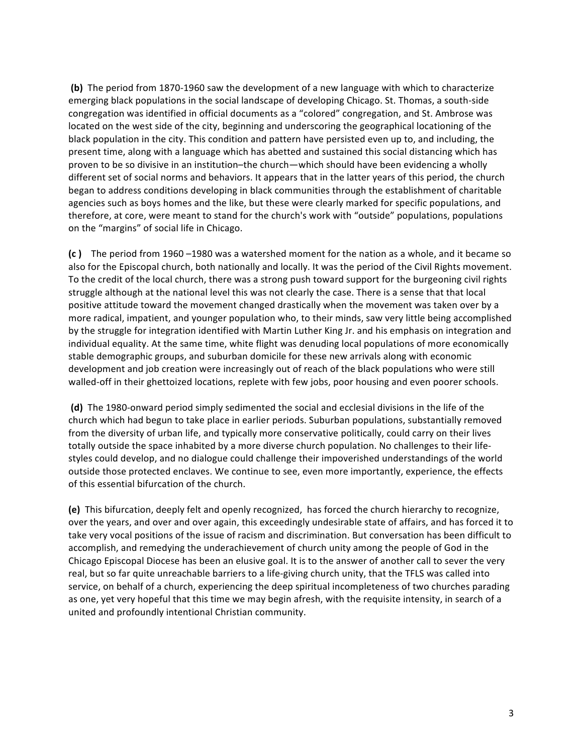**(b)** The period from 1870-1960 saw the development of a new language with which to characterize emerging black populations in the social landscape of developing Chicago. St. Thomas, a south-side congregation was identified in official documents as a "colored" congregation, and St. Ambrose was located on the west side of the city, beginning and underscoring the geographical locationing of the black population in the city. This condition and pattern have persisted even up to, and including, the present time, along with a language which has abetted and sustained this social distancing which has proven to be so divisive in an institution–the church—which should have been evidencing a wholly different set of social norms and behaviors. It appears that in the latter years of this period, the church began to address conditions developing in black communities through the establishment of charitable agencies such as boys homes and the like, but these were clearly marked for specific populations, and therefore, at core, were meant to stand for the church's work with "outside" populations, populations on the "margins" of social life in Chicago.

**(c )** The period from 1960 –1980 was a watershed moment for the nation as a whole, and it became so also for the Episcopal church, both nationally and locally. It was the period of the Civil Rights movement. To the credit of the local church, there was a strong push toward support for the burgeoning civil rights struggle although at the national level this was not clearly the case. There is a sense that that local positive attitude toward the movement changed drastically when the movement was taken over by a more radical, impatient, and younger population who, to their minds, saw very little being accomplished by the struggle for integration identified with Martin Luther King Jr. and his emphasis on integration and individual equality. At the same time, white flight was denuding local populations of more economically stable demographic groups, and suburban domicile for these new arrivals along with economic development and job creation were increasingly out of reach of the black populations who were still walled-off in their ghettoized locations, replete with few jobs, poor housing and even poorer schools.

**(d)** The 1980-onward period simply sedimented the social and ecclesial divisions in the life of the church which had begun to take place in earlier periods. Suburban populations, substantially removed from the diversity of urban life, and typically more conservative politically, could carry on their lives totally outside the space inhabited by a more diverse church population. No challenges to their life-styles could develop, and no dialogue could challenge their impoverished understandings of the world outside those protected enclaves. We continue to see, even more importantly, experience, the effects of this essential bifurcation of the church.

**(e)** This bifurcation, deeply felt and openly recognized, has forced the church hierarchy to recognize, over the years, and over and over again, this exceedingly undesirable state of affairs, and has forced it to take very vocal positions of the issue of racism and discrimination. But conversation has been difficult to accomplish, and remedying the underachievement of church unity among the people of God in the Chicago Episcopal Diocese has been an elusive goal. It is to the answer of another call to sever the very real, but so far quite unreachable barriers to a life-giving church unity, that the TFLS was called into service, on behalf of a church, experiencing the deep spiritual incompleteness of two churches parading as one, yet very hopeful that this time we may begin afresh, with the requisite intensity, in search of a united and profoundly intentional Christian community.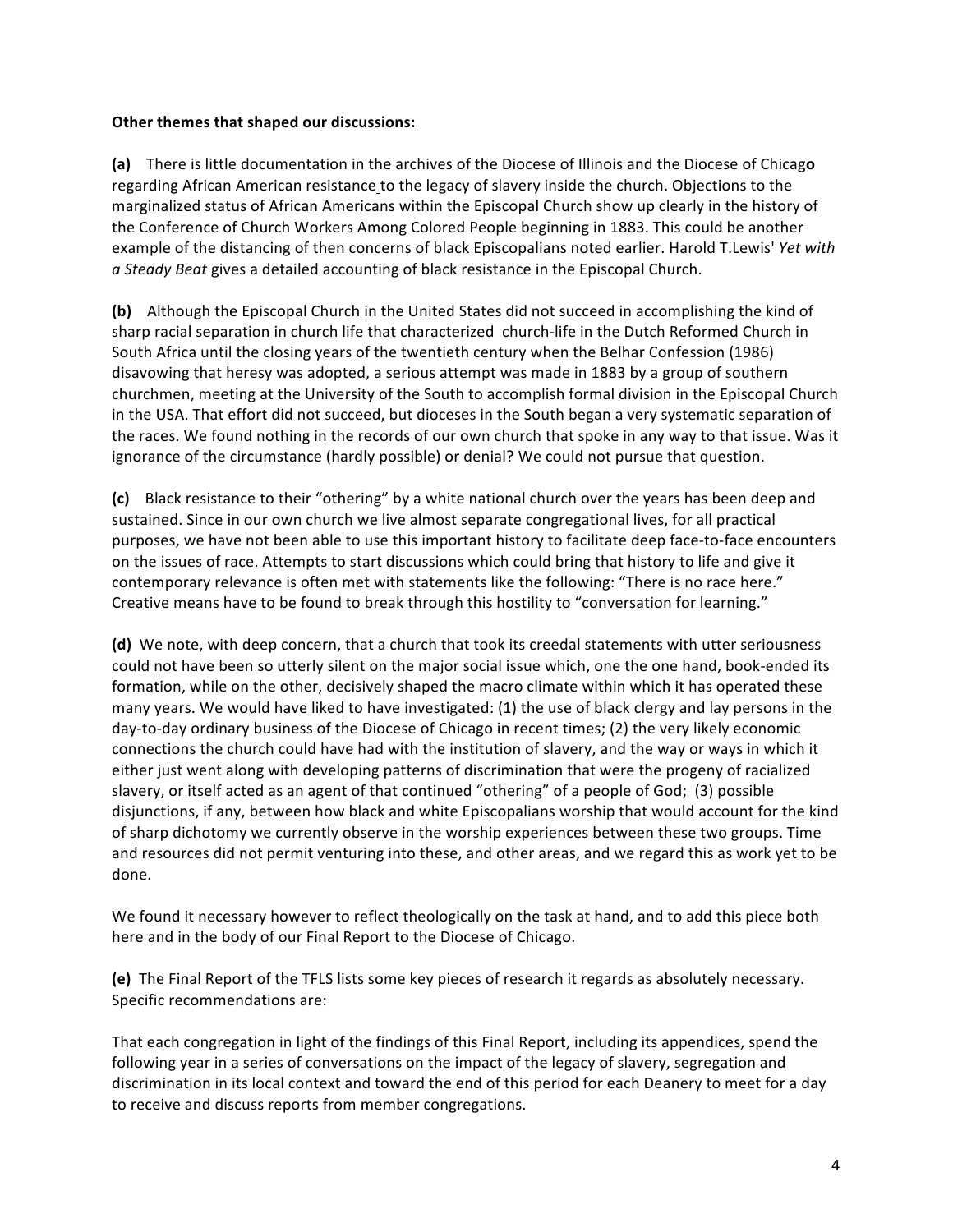**Other themes that shaped our discussions:**

**(a)** There is little documentation in the archives of the Diocese of Illinois and the Diocese of Chicago regarding African American resistance to the legacy of slavery inside the church. Objections to the marginalized status of African Americans within the Episcopal Church show up clearly in the history of the Conference of Church Workers Among Colored People beginning in 1883. This could be another example of the distancing of then concerns of black Episcopalians noted earlier. Harold T.Lewis' *Yet with a Steady Beat* gives a detailed accounting of black resistance in the Episcopal Church.

**(b)** Although the Episcopal Church in the United States did not succeed in accomplishing the kind of sharp racial separation in church life that characterized church-life in the Dutch Reformed Church in South Africa until the closing years of the twentieth century when the Belhar Confession (1986) disavowing that heresy was adopted, a serious attempt was made in 1883 by a group of southern churchmen, meeting at the University of the South to accomplish formal division in the Episcopal Church in the USA. That effort did not succeed, but dioceses in the South began a very systematic separation of the races. We found nothing in the records of our own church that spoke in any way to that issue. Was it ignorance of the circumstance (hardly possible) or denial? We could not pursue that question.

**(c)** Black resistance to their "othering" by a white national church over the years has been deep and sustained. Since in our own church we live almost separate congregational lives, for all practical purposes, we have not been able to use this important history to facilitate deep face-to-face encounters on the issues of race. Attempts to start discussions which could bring that history to life and give it contemporary relevance is often met with statements like the following: "There is no race here." Creative means have to be found to break through this hostility to "conversation for learning."

**(d)** We note, with deep concern, that a church that took its creedal statements with utter seriousness could not have been so utterly silent on the major social issue which, one the one hand, book-ended its formation, while on the other, decisively shaped the macro climate within which it has operated these many years. We would have liked to have investigated: (1) the use of black clergy and lay persons in the day-to-day ordinary business of the Diocese of Chicago in recent times; (2) the very likely economic connections the church could have had with the institution of slavery, and the way or ways in which it either just went along with developing patterns of discrimination that were the progeny of racialized slavery, or itself acted as an agent of that continued "othering" of a people of God; (3) possible disjunctions, if any, between how black and white Episcopalians worship that would account for the kind of sharp dichotomy we currently observe in the worship experiences between these two groups. Time and resources did not permit venturing into these, and other areas, and we regard this as work yet to be done.

We found it necessary however to reflect theologically on the task at hand, and to add this piece both here and in the body of our Final Report to the Diocese of Chicago.

**(e)** The Final Report of the TFLS lists some key pieces of research it regards as absolutely necessary. Specific recommendations are:

That each congregation in light of the findings of this Final Report, including its appendices, spend the following year in a series of conversations on the impact of the legacy of slavery, segregation and discrimination in its local context and toward the end of this period for each Deanery to meet for a day to receive and discuss reports from member congregations.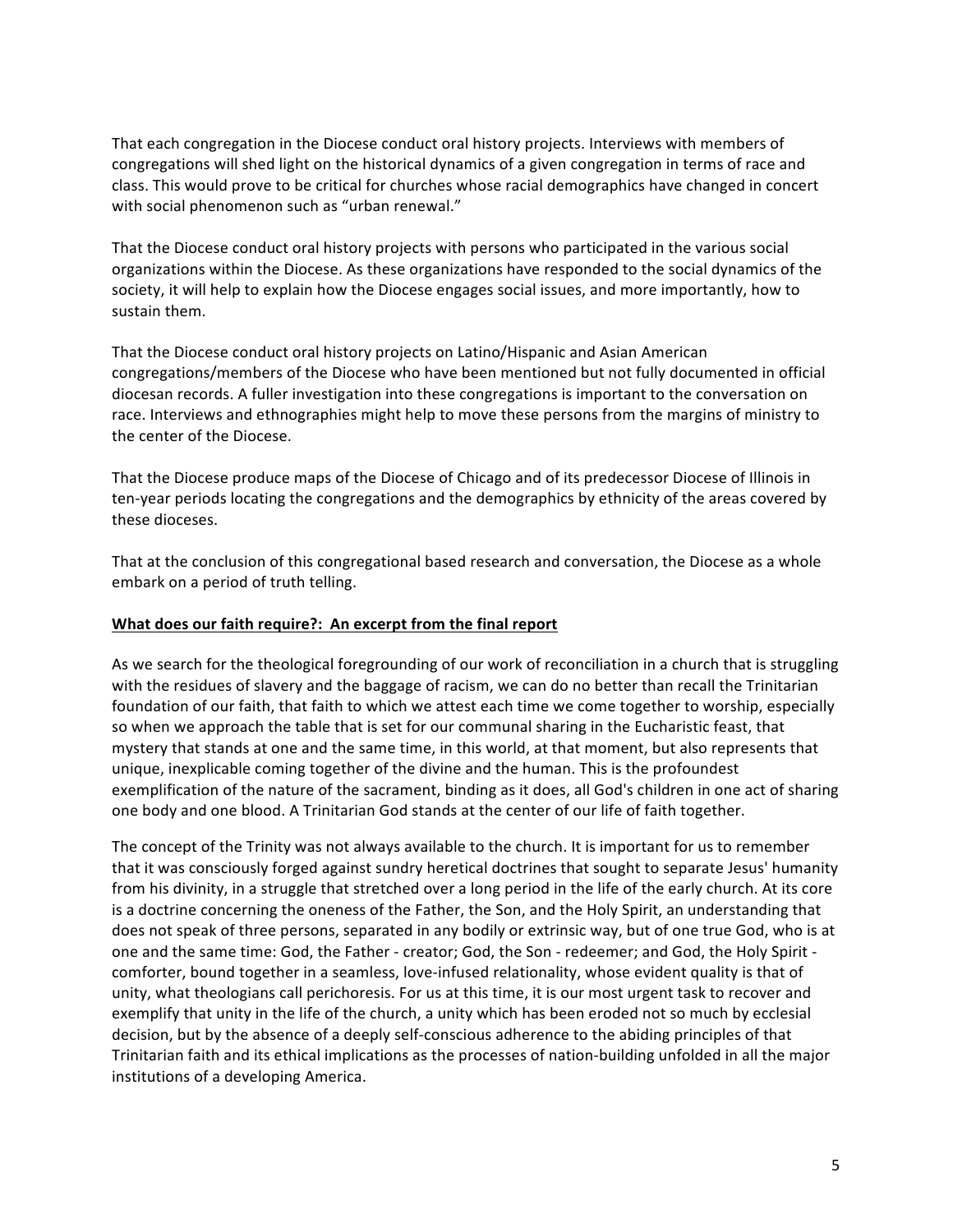That each congregation in the Diocese conduct oral history projects. Interviews with members of congregations will shed light on the historical dynamics of a given congregation in terms of race and class. This would prove to be critical for churches whose racial demographics have changed in concert with social phenomenon such as "urban renewal."

That the Diocese conduct oral history projects with persons who participated in the various social organizations within the Diocese. As these organizations have responded to the social dynamics of the society, it will help to explain how the Diocese engages social issues, and more importantly, how to sustain them.

That the Diocese conduct oral history projects on Latino/Hispanic and Asian American congregations/members of the Diocese who have been mentioned but not fully documented in official diocesan records. A fuller investigation into these congregations is important to the conversation on race. Interviews and ethnographies might help to move these persons from the margins of ministry to the center of the Diocese.

That the Diocese produce maps of the Diocese of Chicago and of its predecessor Diocese of Illinois in ten-year periods locating the congregations and the demographics by ethnicity of the areas covered by these dioceses.

That at the conclusion of this congregational based research and conversation, the Diocese as a whole embark on a period of truth telling.

**What does our faith require?: An excerpt from the final report**

As we search for the theological foregrounding of our work of reconciliation in a church that is struggling with the residues of slavery and the baggage of racism, we can do no better than recall the Trinitarian foundation of our faith, that faith to which we attest each time we come together to worship, especially so when we approach the table that is set for our communal sharing in the Eucharistic feast, that mystery that stands at one and the same time, in this world, at that moment, but also represents that unique, inexplicable coming together of the divine and the human. This is the profoundest exemplification of the nature of the sacrament, binding as it does, all God's children in one act of sharing one body and one blood. A Trinitarian God stands at the center of our life of faith together.

The concept of the Trinity was not always available to the church. It is important for us to remember that it was consciously forged against sundry heretical doctrines that sought to separate Jesus' humanity from his divinity, in a struggle that stretched over a long period in the life of the early church. At its core is a doctrine concerning the oneness of the Father, the Son, and the Holy Spirit, an understanding that does not speak of three persons, separated in any bodily or extrinsic way, but of one true God, who is at one and the same time: God, the Father - creator; God, the Son - redeemer; and God, the Holy Spirit - comforter, bound together in a seamless, love-infused relationality, whose evident quality is that of unity, what theologians call perichoresis. For us at this time, it is our most urgent task to recover and exemplify that unity in the life of the church, a unity which has been eroded not so much by ecclesial decision, but by the absence of a deeply self-conscious adherence to the abiding principles of that Trinitarian faith and its ethical implications as the processes of nation-building unfolded in all the major institutions of a developing America.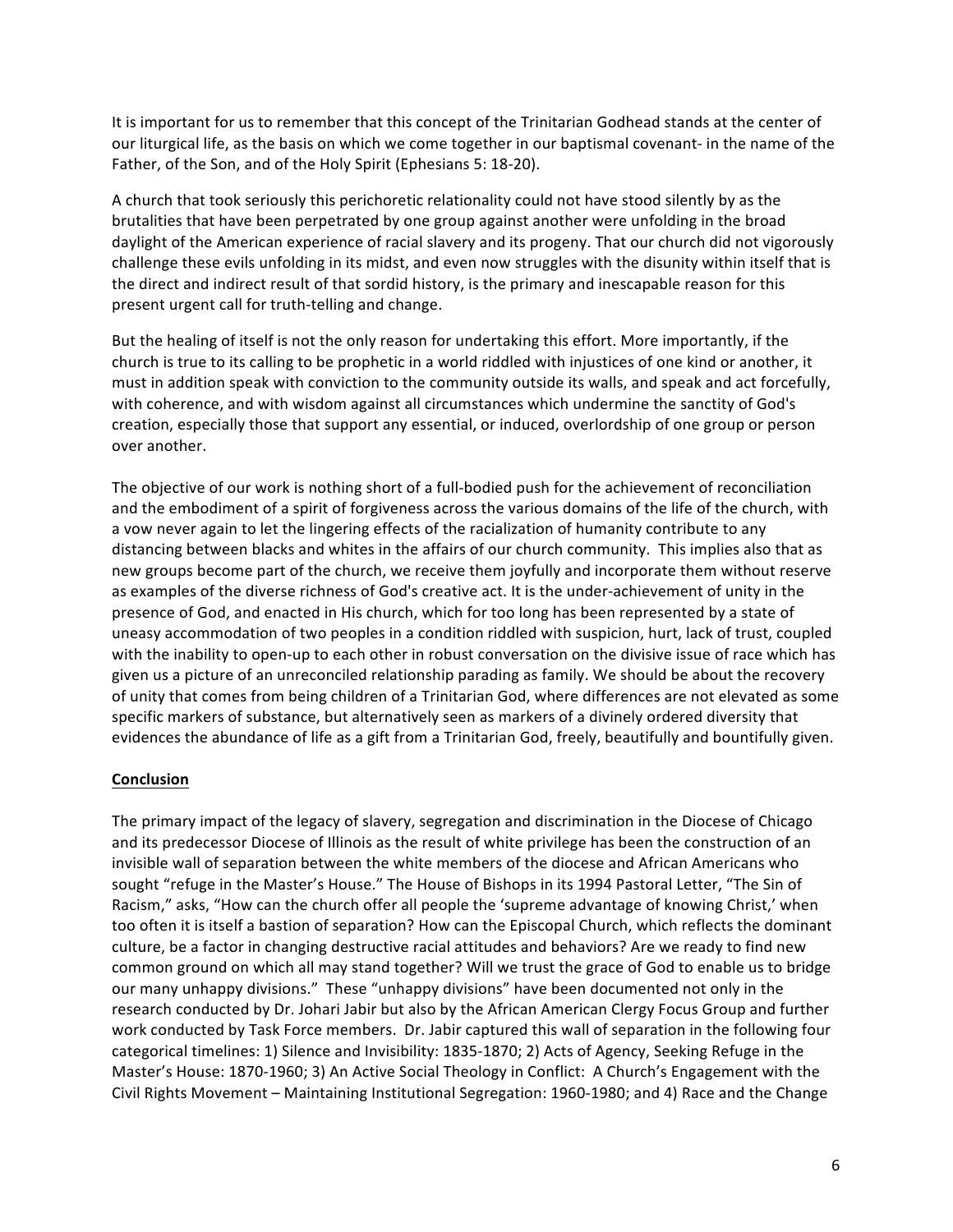It is important for us to remember that this concept of the Trinitarian Godhead stands at the center of our liturgical life, as the basis on which we come together in our baptismal covenant- in the name of the Father, of the Son, and of the Holy Spirit (Ephesians 5: 18-20).

A church that took seriously this perichoretic relationality could not have stood silently by as the brutalities that have been perpetrated by one group against another were unfolding in the broad daylight of the American experience of racial slavery and its progeny. That our church did not vigorously challenge these evils unfolding in its midst, and even now struggles with the disunity within itself that is the direct and indirect result of that sordid history, is the primary and inescapable reason for this present urgent call for truth-telling and change.

But the healing of itself is not the only reason for undertaking this effort. More importantly, if the church is true to its calling to be prophetic in a world riddled with injustices of one kind or another, it must in addition speak with conviction to the community outside its walls, and speak and act forcefully, with coherence, and with wisdom against all circumstances which undermine the sanctity of God's creation, especially those that support any essential, or induced, overlordship of one group or person over another.

The objective of our work is nothing short of a full-bodied push for the achievement of reconciliation and the embodiment of a spirit of forgiveness across the various domains of the life of the church, with a vow never again to let the lingering effects of the racialization of humanity contribute to any distancing between blacks and whites in the affairs of our church community. This implies also that as new groups become part of the church, we receive them joyfully and incorporate them without reserve as examples of the diverse richness of God's creative act. It is the under-achievement of unity in the presence of God, and enacted in His church, which for too long has been represented by a state of uneasy accommodation of two peoples in a condition riddled with suspicion, hurt, lack of trust, coupled with the inability to open-up to each other in robust conversation on the divisive issue of race which has given us a picture of an unreconciled relationship parading as family. We should be about the recovery of unity that comes from being children of a Trinitarian God, where differences are not elevated as some specific markers of substance, but alternatively seen as markers of a divinely ordered diversity that evidences the abundance of life as a gift from a Trinitarian God, freely, beautifully and bountifully given.

## Conclusion

The primary impact of the legacy of slavery, segregation and discrimination in the Diocese of Chicago and its predecessor Diocese of Illinois as the result of white privilege has been the construction of an invisible wall of separation between the white members of the diocese and African Americans who sought "refuge in the Master's House." The House of Bishops in its 1994 Pastoral Letter, "The Sin of Racism," asks, "How can the church offer all people the 'supreme advantage of knowing Christ,' when too often it is itself a bastion of separation? How can the Episcopal Church, which reflects the dominant culture, be a factor in changing destructive racial attitudes and behaviors? Are we ready to find new common ground on which all may stand together? Will we trust the grace of God to enable us to bridge our many unhappy divisions." These "unhappy divisions" have been documented not only in the research conducted by Dr. Johari Jabir but also by the African American Clergy Focus Group and further work conducted by Task Force members. Dr. Jabir captured this wall of separation in the following four categorical timelines: 1) Silence and Invisibility: 1835-1870; 2) Acts of Agency, Seeking Refuge in the Master's House: 1870-1960; 3) An Active Social Theology in Conflict: A Church's Engagement with the Civil Rights Movement – Maintaining Institutional Segregation: 1960-1980; and 4) Race and the Change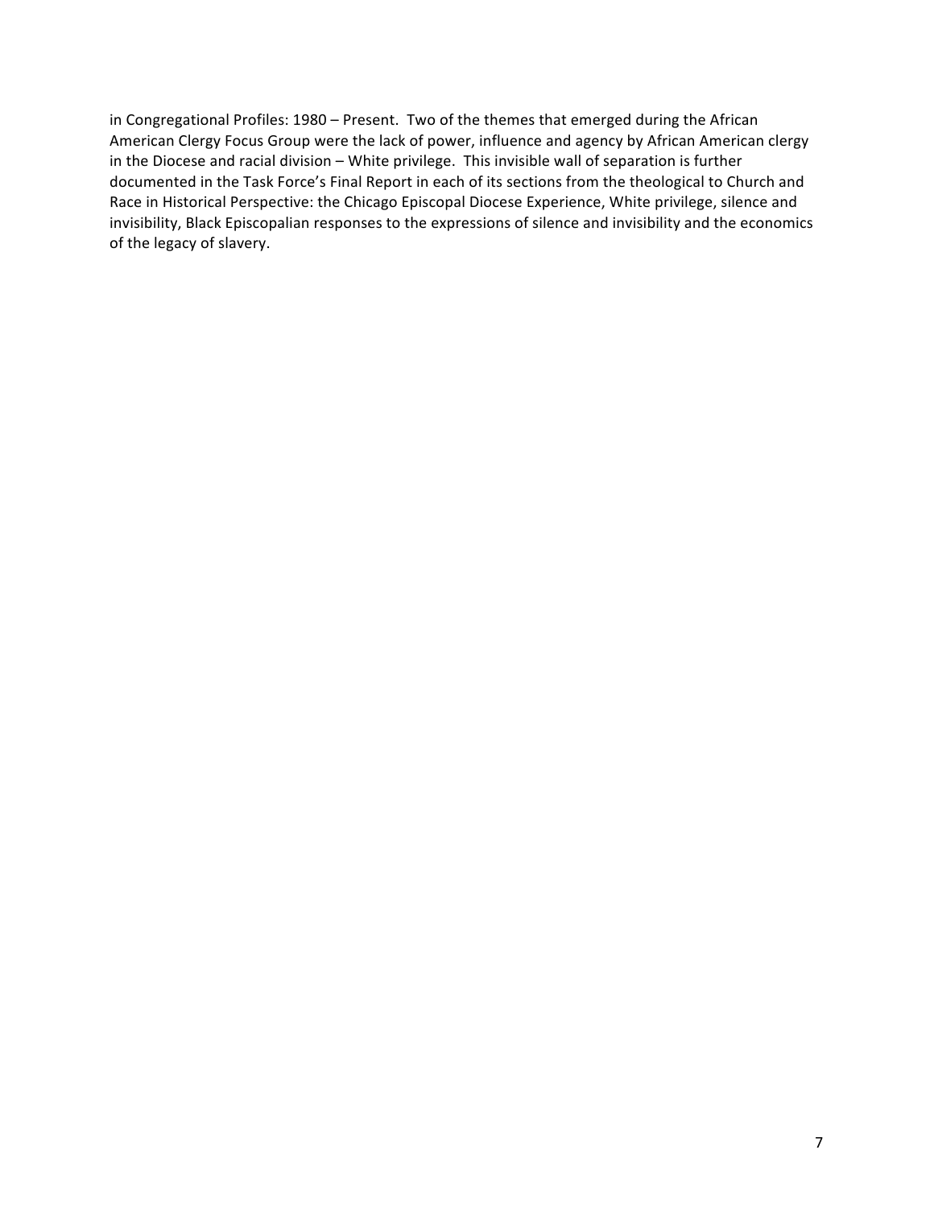in Congregational Profiles: 1980 – Present. Two of the themes that emerged during the African American Clergy Focus Group were the lack of power, influence and agency by African American clergy in the Diocese and racial division – White privilege. This invisible wall of separation is further documented in the Task Force's Final Report in each of its sections from the theological to Church and Race in Historical Perspective: the Chicago Episcopal Diocese Experience, White privilege, silence and invisibility, Black Episcopalian responses to the expressions of silence and invisibility and the economics of the legacy of slavery.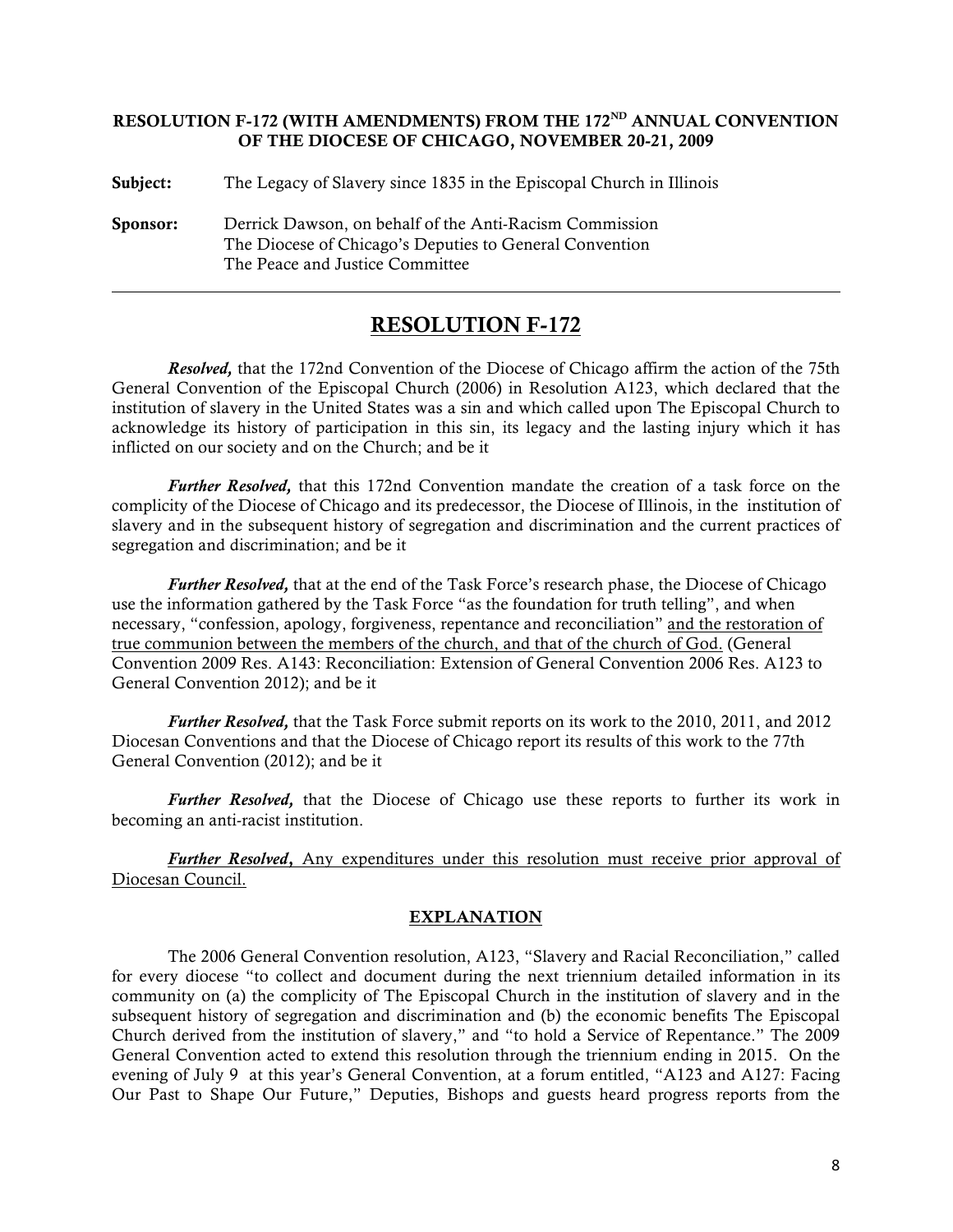**RESOLUTION F-172 (WITH AMENDMENTS) FROM THE 172ND ANNUAL CONVENTION OF THE DIOCESE OF CHICAGO, NOVEMBER 20-21, 2009**

**Subject:** The Legacy of Slavery since 1835 in the Episcopal Church in Illinois

**Sponsor:** Derrick Dawson, on behalf of the Anti-Racism Commission
The Diocese of Chicago's Deputies to General Convention
The Peace and Justice Committee

---

## RESOLUTION F-172

***Resolved,*** that the 172nd Convention of the Diocese of Chicago affirm the action of the 75th General Convention of the Episcopal Church (2006) in Resolution A123, which declared that the institution of slavery in the United States was a sin and which called upon The Episcopal Church to acknowledge its history of participation in this sin, its legacy and the lasting injury which it has inflicted on our society and on the Church; and be it

***Further Resolved,*** that this 172nd Convention mandate the creation of a task force on the complicity of the Diocese of Chicago and its predecessor, the Diocese of Illinois, in the institution of slavery and in the subsequent history of segregation and discrimination and the current practices of segregation and discrimination; and be it

***Further Resolved,*** that at the end of the Task Force's research phase, the Diocese of Chicago use the information gathered by the Task Force "as the foundation for truth telling", and when necessary, "confession, apology, forgiveness, repentance and reconciliation" <u>and the restoration of true communion between the members of the church, and that of the church of God.</u> (General Convention 2009 Res. A143: Reconciliation: Extension of General Convention 2006 Res. A123 to General Convention 2012); and be it

***Further Resolved,*** that the Task Force submit reports on its work to the 2010, 2011, and 2012 Diocesan Conventions and that the Diocese of Chicago report its results of this work to the 77th General Convention (2012); and be it

***Further Resolved,*** that the Diocese of Chicago use these reports to further its work in becoming an anti-racist institution.

<u>***Further Resolved***, Any expenditures under this resolution must receive prior approval of Diocesan Council.</u>

### EXPLANATION

The 2006 General Convention resolution, A123, "Slavery and Racial Reconciliation," called for every diocese "to collect and document during the next triennium detailed information in its community on (a) the complicity of The Episcopal Church in the institution of slavery and in the subsequent history of segregation and discrimination and (b) the economic benefits The Episcopal Church derived from the institution of slavery," and "to hold a Service of Repentance." The 2009 General Convention acted to extend this resolution through the triennium ending in 2015. On the evening of July 9 at this year's General Convention, at a forum entitled, "A123 and A127: Facing Our Past to Shape Our Future," Deputies, Bishops and guests heard progress reports from the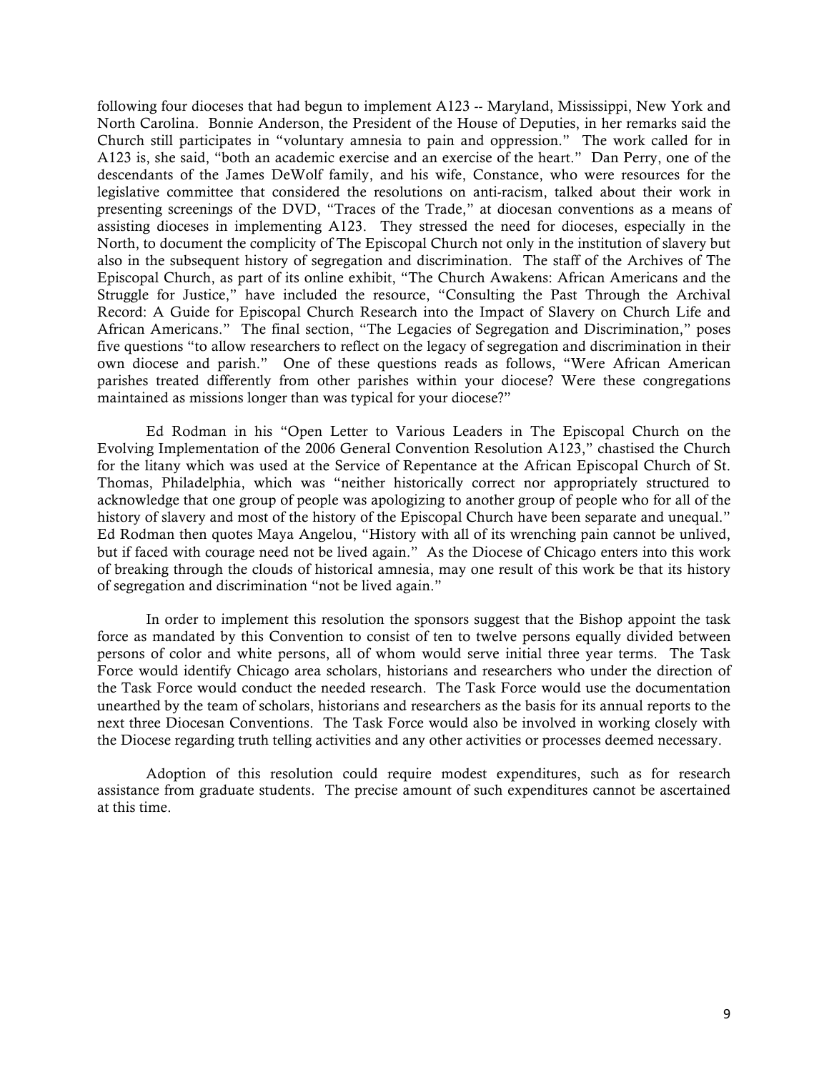following four dioceses that had begun to implement A123 -- Maryland, Mississippi, New York and North Carolina. Bonnie Anderson, the President of the House of Deputies, in her remarks said the Church still participates in "voluntary amnesia to pain and oppression." The work called for in A123 is, she said, "both an academic exercise and an exercise of the heart." Dan Perry, one of the descendants of the James DeWolf family, and his wife, Constance, who were resources for the legislative committee that considered the resolutions on anti-racism, talked about their work in presenting screenings of the DVD, "Traces of the Trade," at diocesan conventions as a means of assisting dioceses in implementing A123. They stressed the need for dioceses, especially in the North, to document the complicity of The Episcopal Church not only in the institution of slavery but also in the subsequent history of segregation and discrimination. The staff of the Archives of The Episcopal Church, as part of its online exhibit, "The Church Awakens: African Americans and the Struggle for Justice," have included the resource, "Consulting the Past Through the Archival Record: A Guide for Episcopal Church Research into the Impact of Slavery on Church Life and African Americans." The final section, "The Legacies of Segregation and Discrimination," poses five questions "to allow researchers to reflect on the legacy of segregation and discrimination in their own diocese and parish." One of these questions reads as follows, "Were African American parishes treated differently from other parishes within your diocese? Were these congregations maintained as missions longer than was typical for your diocese?"

Ed Rodman in his "Open Letter to Various Leaders in The Episcopal Church on the Evolving Implementation of the 2006 General Convention Resolution A123," chastised the Church for the litany which was used at the Service of Repentance at the African Episcopal Church of St. Thomas, Philadelphia, which was "neither historically correct nor appropriately structured to acknowledge that one group of people was apologizing to another group of people who for all of the history of slavery and most of the history of the Episcopal Church have been separate and unequal." Ed Rodman then quotes Maya Angelou, "History with all of its wrenching pain cannot be unlived, but if faced with courage need not be lived again." As the Diocese of Chicago enters into this work of breaking through the clouds of historical amnesia, may one result of this work be that its history of segregation and discrimination "not be lived again."

In order to implement this resolution the sponsors suggest that the Bishop appoint the task force as mandated by this Convention to consist of ten to twelve persons equally divided between persons of color and white persons, all of whom would serve initial three year terms. The Task Force would identify Chicago area scholars, historians and researchers who under the direction of the Task Force would conduct the needed research. The Task Force would use the documentation unearthed by the team of scholars, historians and researchers as the basis for its annual reports to the next three Diocesan Conventions. The Task Force would also be involved in working closely with the Diocese regarding truth telling activities and any other activities or processes deemed necessary.

Adoption of this resolution could require modest expenditures, such as for research assistance from graduate students. The precise amount of such expenditures cannot be ascertained at this time.